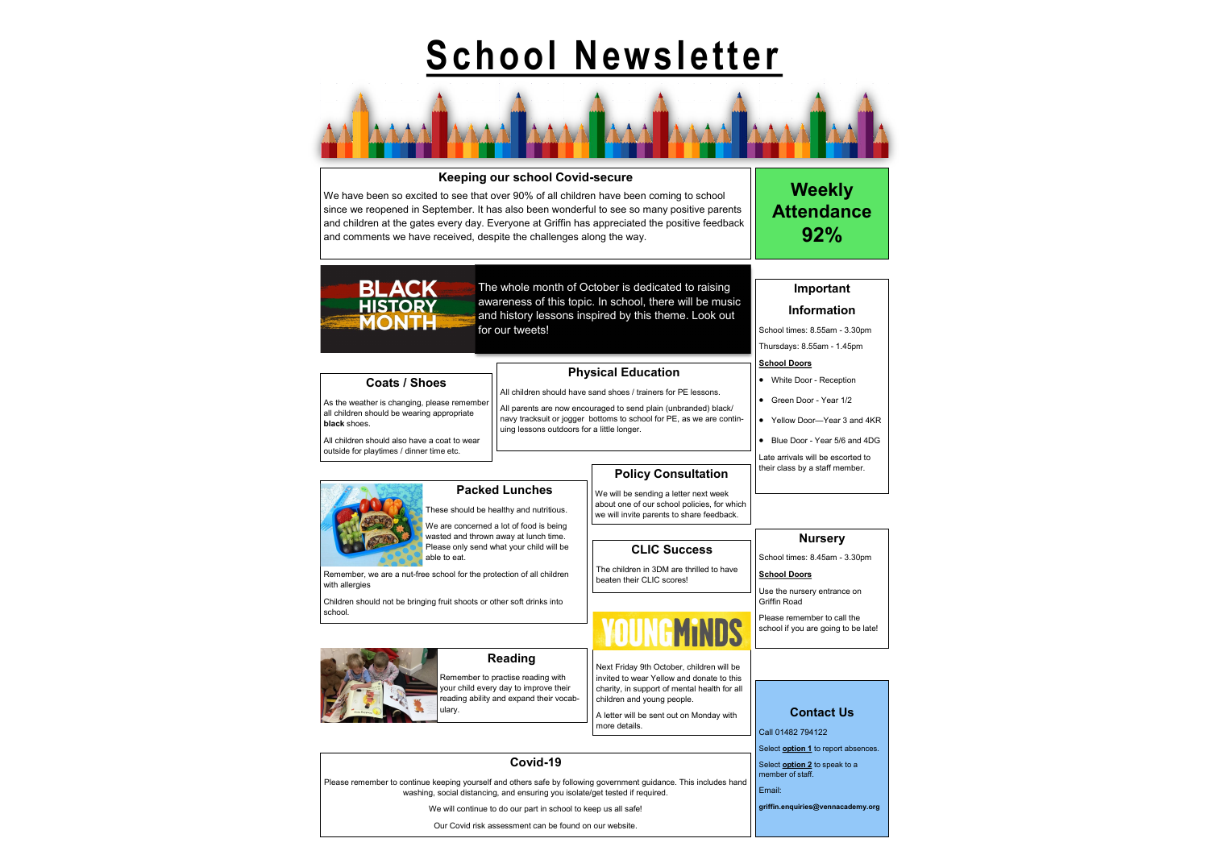# School Newsletter

## Keeping our school Covid-secure

We have been so excited to see that over 90% of all children have been coming to school since we reopened in September. It has also been wonderful to see so many positive parents and children at the gates every day. Everyone at Griffin has appreciated the positive feedback and comments we have received, despite the challenges along the way.

## Weekly Attendance 92%

## Black History Month

The whole month of October is dedicated to raising awareness of this topic. In school, there will be music and history lessons inspired by this theme. Look out for our tweets!

## Important Information

School times: 8.55am - 3.30pm

Thursdays: 8.55am - 1.45pm

**School Doors**

- White Door - Reception
- Green Door - Year 1/2
- Yellow Door—Year 3 and 4KR
- Blue Door - Year 5/6 and 4DG

Late arrivals will be escorted to their class by a staff member.

## Coats / Shoes

As the weather is changing, please remember all children should be wearing appropriate **black** shoes.

All children should also have a coat to wear outside for playtimes / dinner time etc.

## Physical Education

All children should have sand shoes / trainers for PE lessons.

All parents are now encouraged to send plain (unbranded) black/ navy tracksuit or jogger bottoms to school for PE, as we are continuing lessons outdoors for a little longer.

## Policy Consultation

We will be sending a letter next week about one of our school policies, for which we will invite parents to share feedback.

## Packed Lunches

These should be healthy and nutritious.

We are concerned a lot of food is being wasted and thrown away at lunch time. Please only send what your child will be able to eat.

Remember, we are a nut-free school for the protection of all children with allergies

Children should not be bringing fruit shoots or other soft drinks into school.

## CLIC Success

The children in 3DM are thrilled to have beaten their CLIC scores!

## Nursery

School times: 8.45am - 3.30pm

**School Doors**

Use the nursery entrance on Griffin Road

Please remember to call the school if you are going to be late!

## YoungMinds

Next Friday 9th October, children will be invited to wear Yellow and donate to this charity, in support of mental health for all children and young people.

A letter will be sent out on Monday with more details.

## Reading

Remember to practise reading with your child every day to improve their reading ability and expand their vocabulary.

## Contact Us

Call 01482 794122

Select **option 1** to report absences.

Select **option 2** to speak to a member of staff.

Email:

**griffin.enquiries@vennacademy.org**

## Covid-19

Please remember to continue keeping yourself and others safe by following government guidance. This includes hand washing, social distancing, and ensuring you isolate/get tested if required.

We will continue to do our part in school to keep us all safe!

Our Covid risk assessment can be found on our website.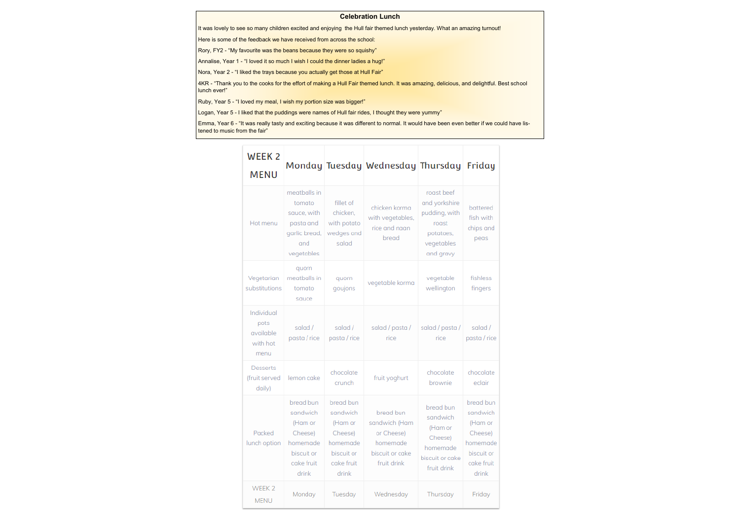## Celebration Lunch

It was lovely to see so many children excited and enjoying the Hull fair themed lunch yesterday. What an amazing turnout!

Here is some of the feedback we have received from across the school:

Rory, FY2 - "My favourite was the beans because they were so squishy"

Annalise, Year 1 - "I loved it so much I wish I could the dinner ladies a hug!"

Nora, Year 2 - "I liked the trays because you actually get those at Hull Fair"

4KR - "Thank you to the cooks for the effort of making a Hull Fair themed lunch. It was amazing, delicious, and delightful. Best school lunch ever!"

Ruby, Year 5 - "I loved my meal, I wish my portion size was bigger!"

Logan, Year 5 - I liked that the puddings were names of Hull fair rides, I thought they were yummy"

Emma, Year 6 - "It was really tasty and exciting because it was different to normal. It would have been even better if we could have listened to music from the fair"

| WEEK 2 MENU | Monday | Tuesday | Wednesday | Thursday | Friday |
|---|---|---|---|---|---|
| Hot menu | meatballs in tomato sauce, with pasta and garlic bread, and vegetables | fillet of chicken, with potato wedges and salad | chicken korma with vegetables, rice and naan bread | roast beef and yorkshire pudding, with roast potatoes, vegetables and gravy | battered fish with chips and peas |
| Vegetarian substitutions | quorn meatballs in tomato sauce | quorn goujons | vegetable korma | vegetable wellington | fishless fingers |
| Individual pots available with hot menu | salad / pasta / rice | salad / pasta / rice | salad / pasta / rice | salad / pasta / rice | salad / pasta / rice |
| Desserts (fruit served daily) | lemon cake | chocolate crunch | fruit yoghurt | chocolate brownie | chocolate eclair |
| Packed lunch option | bread bun sandwich (Ham or Cheese) homemade biscuit or cake fruit drink | bread bun sandwich (Ham or Cheese) homemade biscuit or cake fruit drink | bread bun sandwich (Ham or Cheese) homemade biscuit or cake fruit drink | bread bun sandwich (Ham or Cheese) homemade biscuit or cake fruit drink | bread bun sandwich (Ham or Cheese) homemade biscuit or cake fruit drink |
| WEEK 2 MENU | Monday | Tuesday | Wednesday | Thursday | Friday |